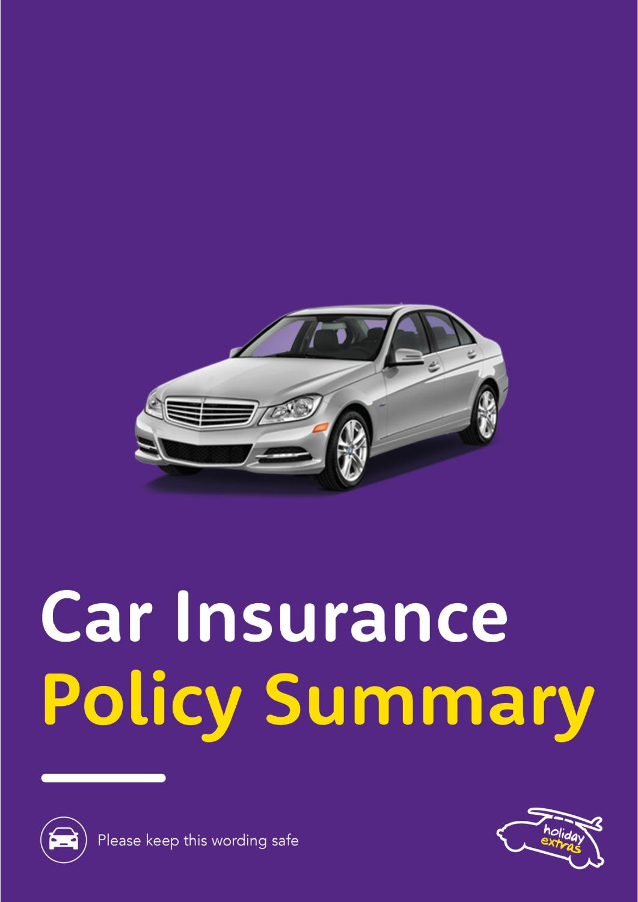# Car Insurance Policy Summary

Please keep this wording safe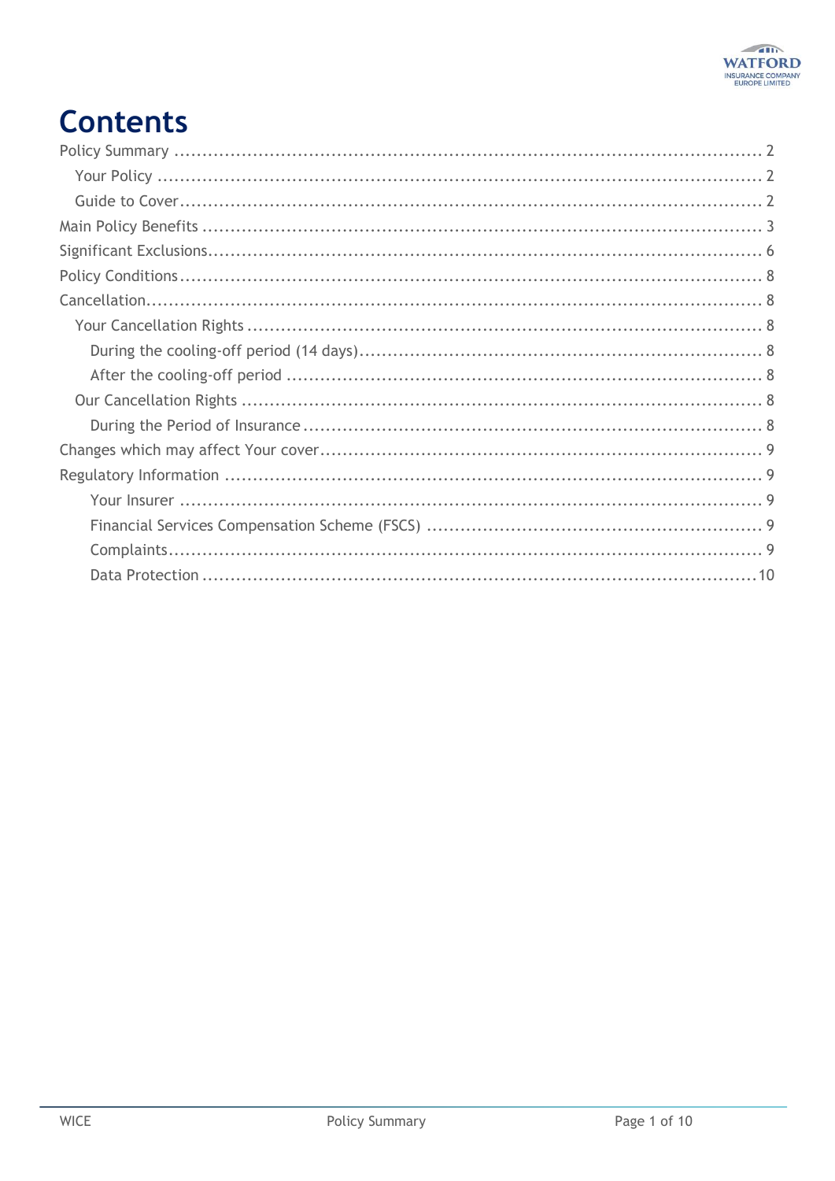# Contents

Policy Summary ........................................................................................................ 2

- Your Policy ........................................................................................................ 2
- Guide to Cover .................................................................................................... 2

Main Policy Benefits ................................................................................................. 3

Significant Exclusions ................................................................................................ 6

Policy Conditions ...................................................................................................... 8

Cancellation ............................................................................................................. 8

- Your Cancellation Rights ..................................................................................... 8
  - During the cooling-off period (14 days) ........................................................... 8
  - After the cooling-off period .............................................................................. 8
- Our Cancellation Rights ....................................................................................... 8
  - During the Period of Insurance ......................................................................... 8

Changes which may affect Your cover ........................................................................ 9

Regulatory Information ............................................................................................. 9

- Your Insurer ........................................................................................................ 9
- Financial Services Compensation Scheme (FSCS) ................................................. 9
- Complaints .......................................................................................................... 9
- Data Protection .................................................................................................. 10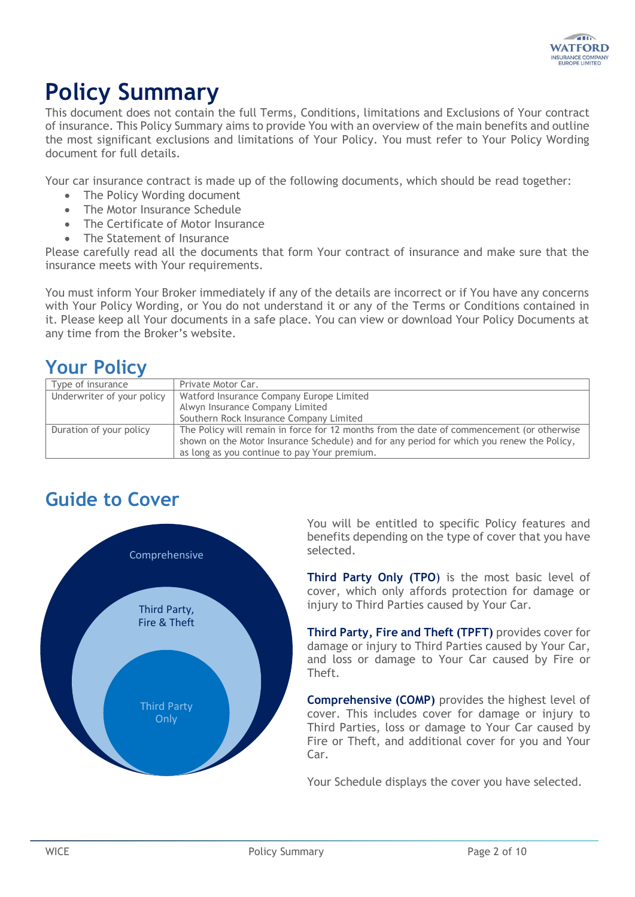# Policy Summary

This document does not contain the full Terms, Conditions, limitations and Exclusions of Your contract of insurance. This Policy Summary aims to provide You with an overview of the main benefits and outline the most significant exclusions and limitations of Your Policy. You must refer to Your Policy Wording document for full details.

Your car insurance contract is made up of the following documents, which should be read together:

- The Policy Wording document
- The Motor Insurance Schedule
- The Certificate of Motor Insurance
- The Statement of Insurance

Please carefully read all the documents that form Your contract of insurance and make sure that the insurance meets with Your requirements.

You must inform Your Broker immediately if any of the details are incorrect or if You have any concerns with Your Policy Wording, or You do not understand it or any of the Terms or Conditions contained in it. Please keep all Your documents in a safe place. You can view or download Your Policy Documents at any time from the Broker's website.

## Your Policy

| Type of insurance | Private Motor Car. |
|---|---|
| Underwriter of your policy | Watford Insurance Company Europe Limited<br>Alwyn Insurance Company Limited<br>Southern Rock Insurance Company Limited |
| Duration of your policy | The Policy will remain in force for 12 months from the date of commencement (or otherwise shown on the Motor Insurance Schedule) and for any period for which you renew the Policy, as long as you continue to pay Your premium. |

## Guide to Cover

Comprehensive

Third Party, Fire & Theft

Third Party Only

You will be entitled to specific Policy features and benefits depending on the type of cover that you have selected.

**Third Party Only (TPO)** is the most basic level of cover, which only affords protection for damage or injury to Third Parties caused by Your Car.

**Third Party, Fire and Theft (TPFT)** provides cover for damage or injury to Third Parties caused by Your Car, and loss or damage to Your Car caused by Fire or Theft.

**Comprehensive (COMP)** provides the highest level of cover. This includes cover for damage or injury to Third Parties, loss or damage to Your Car caused by Fire or Theft, and additional cover for you and Your Car.

Your Schedule displays the cover you have selected.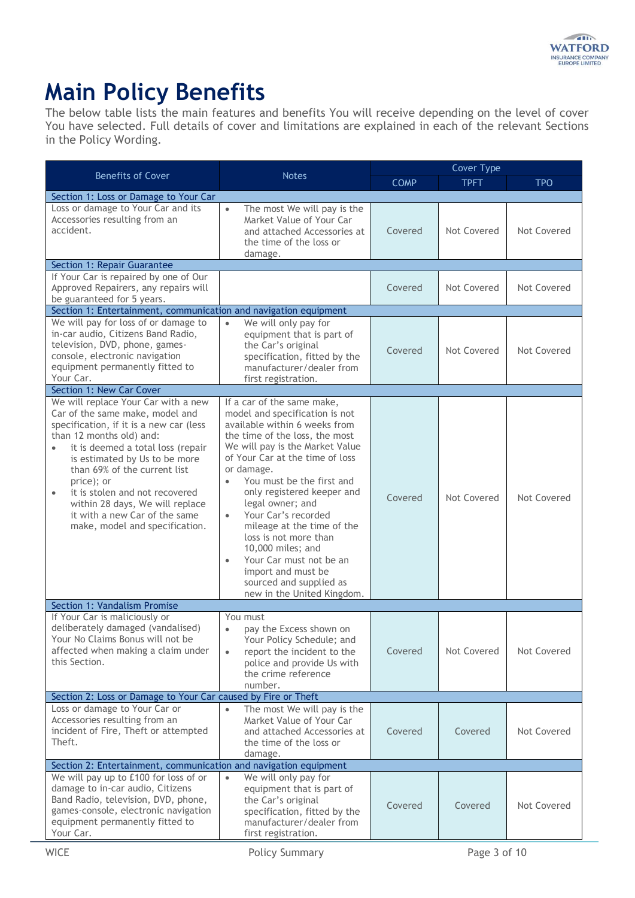# Main Policy Benefits

The below table lists the main features and benefits You will receive depending on the level of cover You have selected. Full details of cover and limitations are explained in each of the relevant Sections in the Policy Wording.

| Benefits of Cover | Notes | Cover Type | | |
|---|---|---|---|---|
| | | COMP | TPFT | TPO |
| **Section 1: Loss or Damage to Your Car** | | | | |
| Loss or damage to Your Car and its Accessories resulting from an accident. | • The most We will pay is the Market Value of Your Car and attached Accessories at the time of the loss or damage. | Covered | Not Covered | Not Covered |
| **Section 1: Repair Guarantee** | | | | |
| If Your Car is repaired by one of Our Approved Repairers, any repairs will be guaranteed for 5 years. | | Covered | Not Covered | Not Covered |
| **Section 1: Entertainment, communication and navigation equipment** | | | | |
| We will pay for loss of or damage to in-car audio, Citizens Band Radio, television, DVD, phone, games-console, electronic navigation equipment permanently fitted to Your Car. | • We will only pay for equipment that is part of the Car's original specification, fitted by the manufacturer/dealer from first registration. | Covered | Not Covered | Not Covered |
| **Section 1: New Car Cover** | | | | |
| We will replace Your Car with a new Car of the same make, model and specification, if it is a new car (less than 12 months old) and: <br>• it is deemed a total loss (repair is estimated by Us to be more than 69% of the current list price); or <br>• it is stolen and not recovered within 28 days, We will replace it with a new Car of the same make, model and specification. | If a car of the same make, model and specification is not available within 6 weeks from the time of the loss, the most We will pay is the Market Value of Your Car at the time of loss or damage. <br>• You must be the first and only registered keeper and legal owner; and <br>• Your Car's recorded mileage at the time of the loss is not more than 10,000 miles; and <br>• Your Car must not be an import and must be sourced and supplied as new in the United Kingdom. | Covered | Not Covered | Not Covered |
| **Section 1: Vandalism Promise** | | | | |
| If Your Car is maliciously or deliberately damaged (vandalised) Your No Claims Bonus will not be affected when making a claim under this Section. | You must <br>• pay the Excess shown on Your Policy Schedule; and <br>• report the incident to the police and provide Us with the crime reference number. | Covered | Not Covered | Not Covered |
| **Section 2: Loss or Damage to Your Car caused by Fire or Theft** | | | | |
| Loss or damage to Your Car or Accessories resulting from an incident of Fire, Theft or attempted Theft. | • The most We will pay is the Market Value of Your Car and attached Accessories at the time of the loss or damage. | Covered | Covered | Not Covered |
| **Section 2: Entertainment, communication and navigation equipment** | | | | |
| We will pay up to £100 for loss of or damage to in-car audio, Citizens Band Radio, television, DVD, phone, games-console, electronic navigation equipment permanently fitted to Your Car. | • We will only pay for equipment that is part of the Car's original specification, fitted by the manufacturer/dealer from first registration. | Covered | Covered | Not Covered |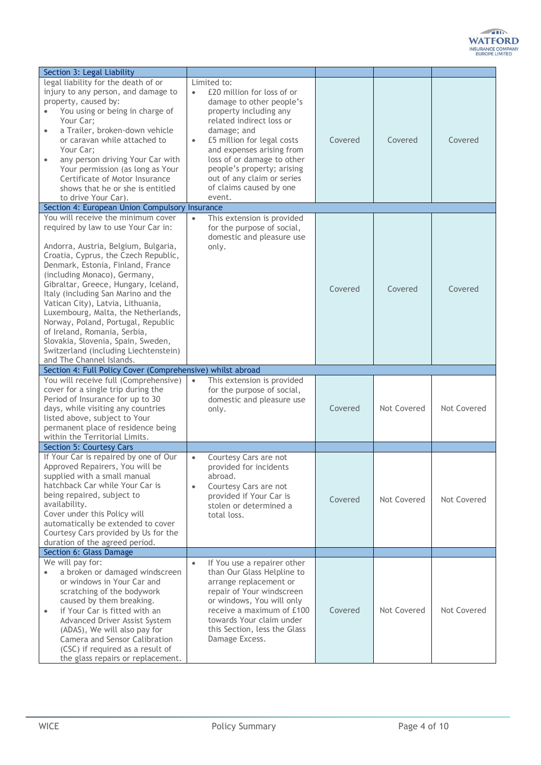| Section 3: Legal Liability | | | | |
|---|---|---|---|---|
| legal liability for the death of or injury to any person, and damage to property, caused by:<br>• You using or being in charge of Your Car;<br>• a Trailer, broken-down vehicle or caravan while attached to Your Car;<br>• any person driving Your Car with Your permission (as long as Your Certificate of Motor Insurance shows that he or she is entitled to drive Your Car). | Limited to:<br>• £20 million for loss of or damage to other people's property including any related indirect loss or damage; and<br>• £5 million for legal costs and expenses arising from loss of or damage to other people's property; arising out of any claim or series of claims caused by one event. | Covered | Covered | Covered |
| **Section 4: European Union Compulsory Insurance** | | | | |
| You will receive the minimum cover required by law to use Your Car in:<br><br>Andorra, Austria, Belgium, Bulgaria, Croatia, Cyprus, the Czech Republic, Denmark, Estonia, Finland, France (including Monaco), Germany, Gibraltar, Greece, Hungary, Iceland, Italy (including San Marino and the Vatican City), Latvia, Lithuania, Luxembourg, Malta, the Netherlands, Norway, Poland, Portugal, Republic of Ireland, Romania, Serbia, Slovakia, Slovenia, Spain, Sweden, Switzerland (including Liechtenstein) and The Channel Islands. | • This extension is provided for the purpose of social, domestic and pleasure use only. | Covered | Covered | Covered |
| **Section 4: Full Policy Cover (Comprehensive) whilst abroad** | | | | |
| You will receive full (Comprehensive) cover for a single trip during the Period of Insurance for up to 30 days, while visiting any countries listed above, subject to Your permanent place of residence being within the Territorial Limits. | • This extension is provided for the purpose of social, domestic and pleasure use only. | Covered | Not Covered | Not Covered |
| **Section 5: Courtesy Cars** | | | | |
| If Your Car is repaired by one of Our Approved Repairers, You will be supplied with a small manual hatchback Car while Your Car is being repaired, subject to availability.<br>Cover under this Policy will automatically be extended to cover Courtesy Cars provided by Us for the duration of the agreed period. | • Courtesy Cars are not provided for incidents abroad.<br>• Courtesy Cars are not provided if Your Car is stolen or determined a total loss. | Covered | Not Covered | Not Covered |
| **Section 6: Glass Damage** | | | | |
| We will pay for:<br>• a broken or damaged windscreen or windows in Your Car and scratching of the bodywork caused by them breaking.<br>• if Your Car is fitted with an Advanced Driver Assist System (ADAS), We will also pay for Camera and Sensor Calibration (CSC) if required as a result of the glass repairs or replacement. | • If You use a repairer other than Our Glass Helpline to arrange replacement or repair of Your windscreen or windows, You will only receive a maximum of £100 towards Your claim under this Section, less the Glass Damage Excess. | Covered | Not Covered | Not Covered |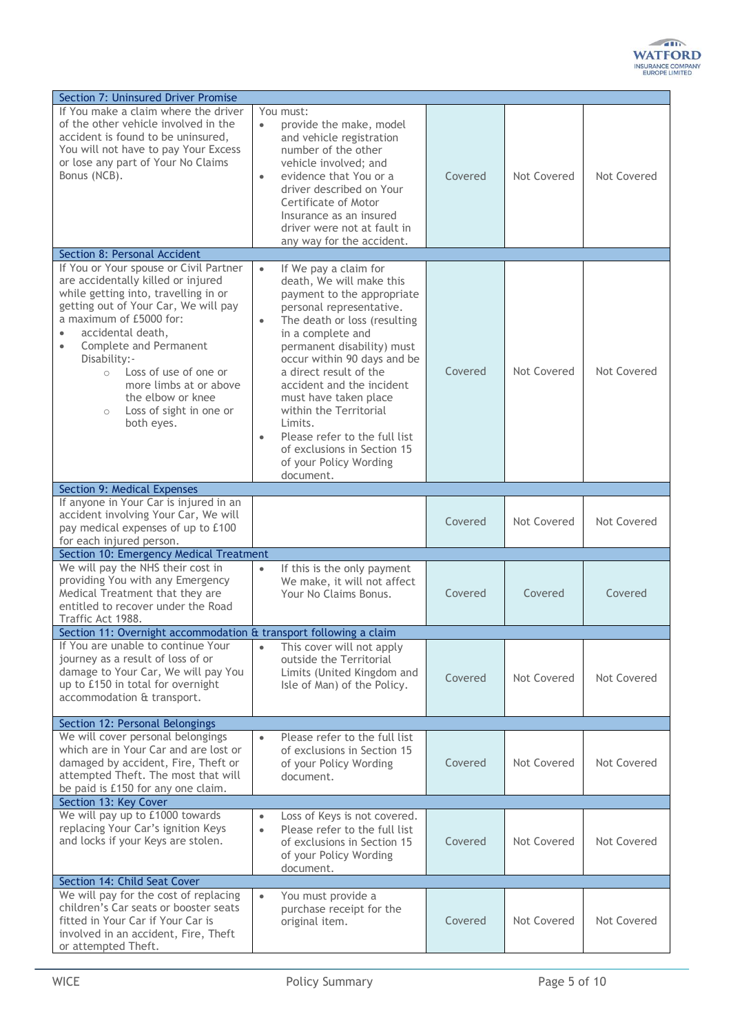| Section 7: Uninsured Driver Promise | | | | |
|---|---|---|---|---|
| If You make a claim where the driver of the other vehicle involved in the accident is found to be uninsured, You will not have to pay Your Excess or lose any part of Your No Claims Bonus (NCB). | You must:<br>• provide the make, model and vehicle registration number of the other vehicle involved; and<br>• evidence that You or a driver described on Your Certificate of Motor Insurance as an insured driver were not at fault in any way for the accident. | Covered | Not Covered | Not Covered |
| **Section 8: Personal Accident** | | | | |
| If You or Your spouse or Civil Partner are accidentally killed or injured while getting into, travelling in or getting out of Your Car, We will pay a maximum of £5000 for:<br>• accidental death,<br>• Complete and Permanent Disability:-<br>  ○ Loss of use of one or more limbs at or above the elbow or knee<br>  ○ Loss of sight in one or both eyes. | • If We pay a claim for death, We will make this payment to the appropriate personal representative.<br>• The death or loss (resulting in a complete and permanent disability) must occur within 90 days and be a direct result of the accident and the incident must have taken place within the Territorial Limits.<br>• Please refer to the full list of exclusions in Section 15 of your Policy Wording document. | Covered | Not Covered | Not Covered |
| **Section 9: Medical Expenses** | | | | |
| If anyone in Your Car is injured in an accident involving Your Car, We will pay medical expenses of up to £100 for each injured person. | | Covered | Not Covered | Not Covered |
| **Section 10: Emergency Medical Treatment** | | | | |
| We will pay the NHS their cost in providing You with any Emergency Medical Treatment that they are entitled to recover under the Road Traffic Act 1988. | • If this is the only payment We make, it will not affect Your No Claims Bonus. | Covered | Covered | Covered |
| **Section 11: Overnight accommodation & transport following a claim** | | | | |
| If You are unable to continue Your journey as a result of loss of or damage to Your Car, We will pay You up to £150 in total for overnight accommodation & transport. | • This cover will not apply outside the Territorial Limits (United Kingdom and Isle of Man) of the Policy. | Covered | Not Covered | Not Covered |
| **Section 12: Personal Belongings** | | | | |
| We will cover personal belongings which are in Your Car and are lost or damaged by accident, Fire, Theft or attempted Theft. The most that will be paid is £150 for any one claim. | • Please refer to the full list of exclusions in Section 15 of your Policy Wording document. | Covered | Not Covered | Not Covered |
| **Section 13: Key Cover** | | | | |
| We will pay up to £1000 towards replacing Your Car's ignition Keys and locks if your Keys are stolen. | • Loss of Keys is not covered.<br>• Please refer to the full list of exclusions in Section 15 of your Policy Wording document. | Covered | Not Covered | Not Covered |
| **Section 14: Child Seat Cover** | | | | |
| We will pay for the cost of replacing children's Car seats or booster seats fitted in Your Car if Your Car is involved in an accident, Fire, Theft or attempted Theft. | • You must provide a purchase receipt for the original item. | Covered | Not Covered | Not Covered |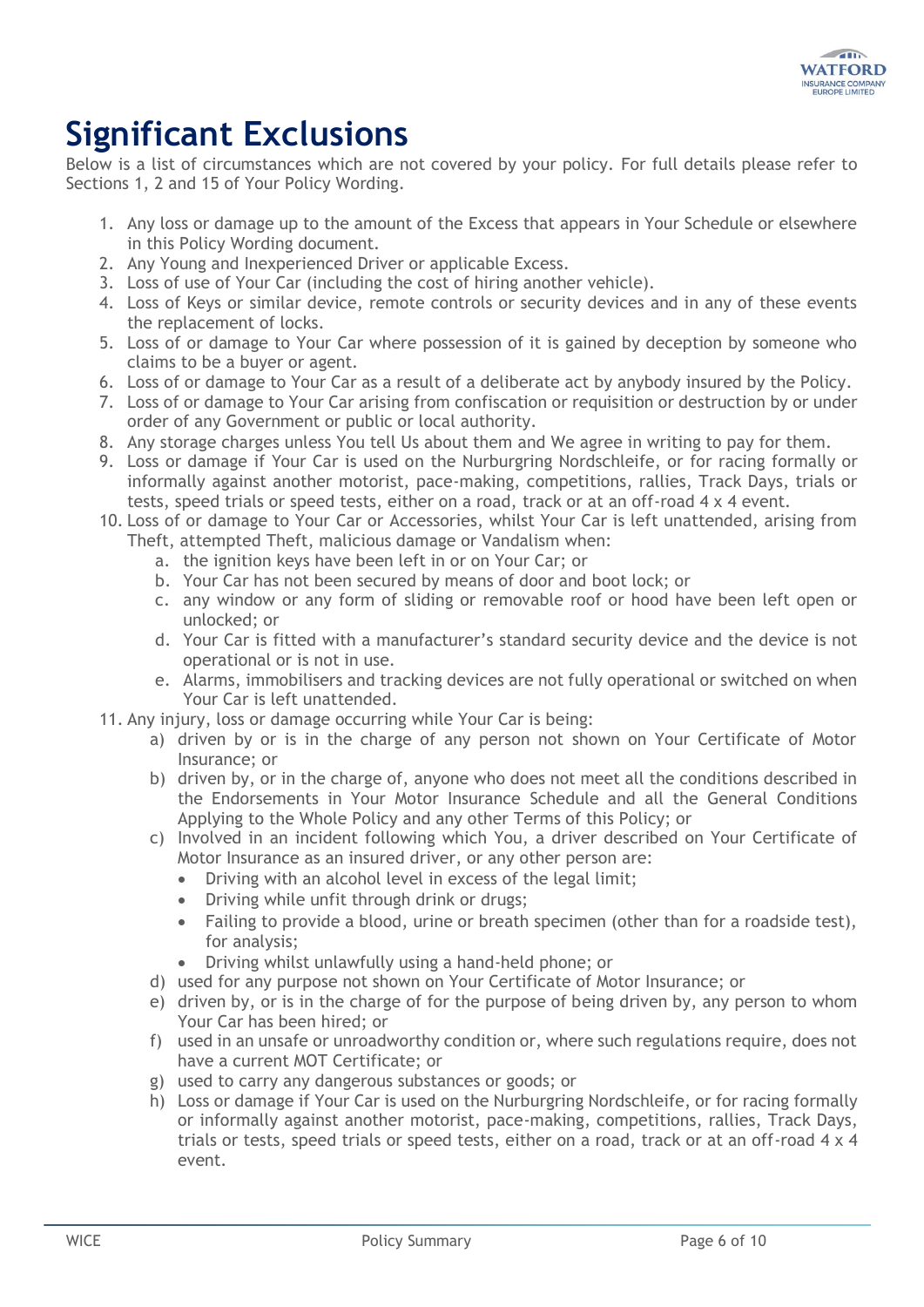# Significant Exclusions

Below is a list of circumstances which are not covered by your policy. For full details please refer to Sections 1, 2 and 15 of Your Policy Wording.

1. Any loss or damage up to the amount of the Excess that appears in Your Schedule or elsewhere in this Policy Wording document.
2. Any Young and Inexperienced Driver or applicable Excess.
3. Loss of use of Your Car (including the cost of hiring another vehicle).
4. Loss of Keys or similar device, remote controls or security devices and in any of these events the replacement of locks.
5. Loss of or damage to Your Car where possession of it is gained by deception by someone who claims to be a buyer or agent.
6. Loss of or damage to Your Car as a result of a deliberate act by anybody insured by the Policy.
7. Loss of or damage to Your Car arising from confiscation or requisition or destruction by or under order of any Government or public or local authority.
8. Any storage charges unless You tell Us about them and We agree in writing to pay for them.
9. Loss or damage if Your Car is used on the Nurburgring Nordschleife, or for racing formally or informally against another motorist, pace-making, competitions, rallies, Track Days, trials or tests, speed trials or speed tests, either on a road, track or at an off-road 4 x 4 event.
10. Loss of or damage to Your Car or Accessories, whilst Your Car is left unattended, arising from Theft, attempted Theft, malicious damage or Vandalism when:
    a. the ignition keys have been left in or on Your Car; or
    b. Your Car has not been secured by means of door and boot lock; or
    c. any window or any form of sliding or removable roof or hood have been left open or unlocked; or
    d. Your Car is fitted with a manufacturer's standard security device and the device is not operational or is not in use.
    e. Alarms, immobilisers and tracking devices are not fully operational or switched on when Your Car is left unattended.
11. Any injury, loss or damage occurring while Your Car is being:
    a) driven by or is in the charge of any person not shown on Your Certificate of Motor Insurance; or
    b) driven by, or in the charge of, anyone who does not meet all the conditions described in the Endorsements in Your Motor Insurance Schedule and all the General Conditions Applying to the Whole Policy and any other Terms of this Policy; or
    c) Involved in an incident following which You, a driver described on Your Certificate of Motor Insurance as an insured driver, or any other person are:
       - Driving with an alcohol level in excess of the legal limit;
       - Driving while unfit through drink or drugs;
       - Failing to provide a blood, urine or breath specimen (other than for a roadside test), for analysis;
       - Driving whilst unlawfully using a hand-held phone; or
    d) used for any purpose not shown on Your Certificate of Motor Insurance; or
    e) driven by, or is in the charge of for the purpose of being driven by, any person to whom Your Car has been hired; or
    f) used in an unsafe or unroadworthy condition or, where such regulations require, does not have a current MOT Certificate; or
    g) used to carry any dangerous substances or goods; or
    h) Loss or damage if Your Car is used on the Nurburgring Nordschleife, or for racing formally or informally against another motorist, pace-making, competitions, rallies, Track Days, trials or tests, speed trials or speed tests, either on a road, track or at an off-road 4 x 4 event.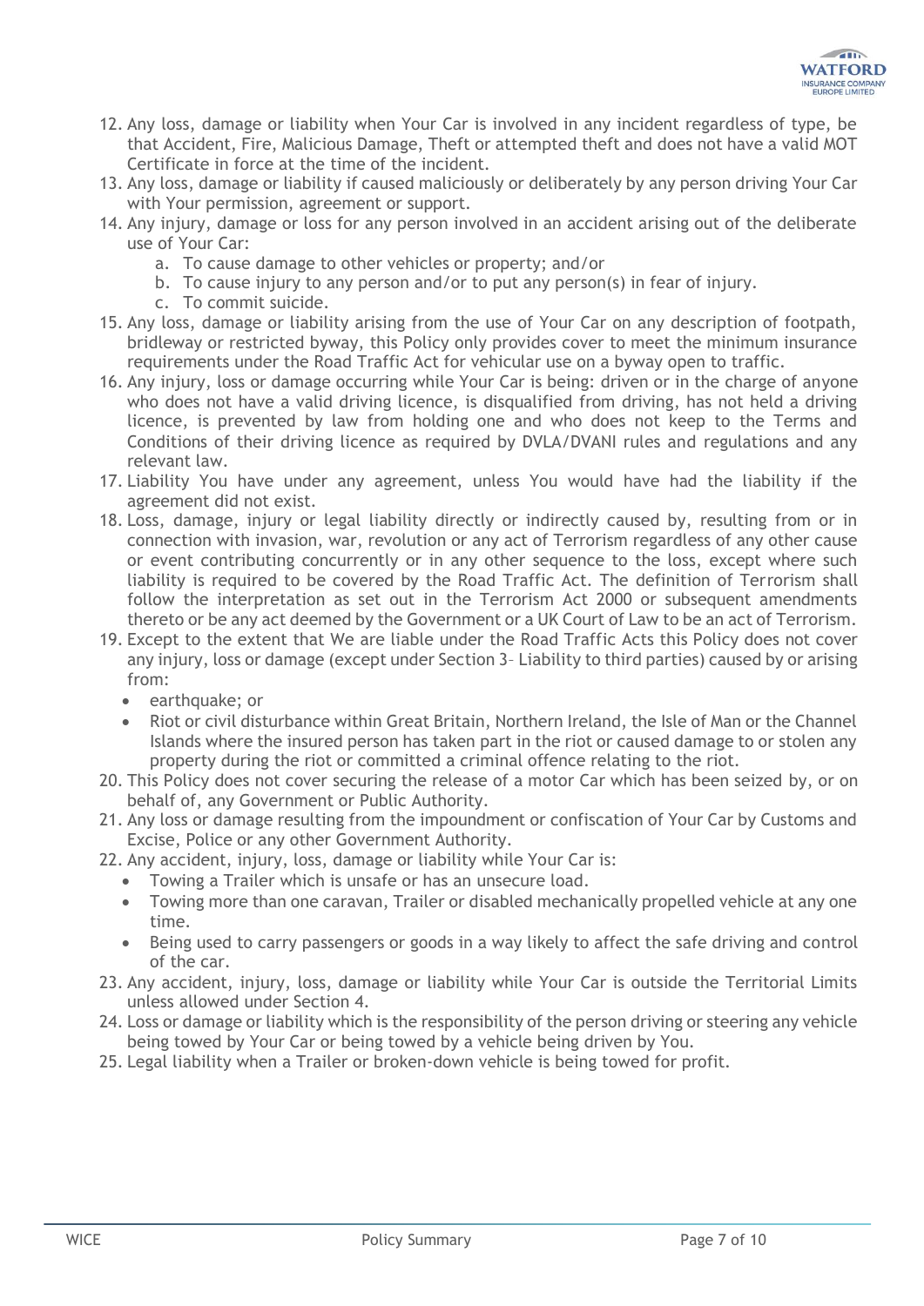12. Any loss, damage or liability when Your Car is involved in any incident regardless of type, be that Accident, Fire, Malicious Damage, Theft or attempted theft and does not have a valid MOT Certificate in force at the time of the incident.
13. Any loss, damage or liability if caused maliciously or deliberately by any person driving Your Car with Your permission, agreement or support.
14. Any injury, damage or loss for any person involved in an accident arising out of the deliberate use of Your Car:
    a. To cause damage to other vehicles or property; and/or
    b. To cause injury to any person and/or to put any person(s) in fear of injury.
    c. To commit suicide.
15. Any loss, damage or liability arising from the use of Your Car on any description of footpath, bridleway or restricted byway, this Policy only provides cover to meet the minimum insurance requirements under the Road Traffic Act for vehicular use on a byway open to traffic.
16. Any injury, loss or damage occurring while Your Car is being: driven or in the charge of anyone who does not have a valid driving licence, is disqualified from driving, has not held a driving licence, is prevented by law from holding one and who does not keep to the Terms and Conditions of their driving licence as required by DVLA/DVANI rules and regulations and any relevant law.
17. Liability You have under any agreement, unless You would have had the liability if the agreement did not exist.
18. Loss, damage, injury or legal liability directly or indirectly caused by, resulting from or in connection with invasion, war, revolution or any act of Terrorism regardless of any other cause or event contributing concurrently or in any other sequence to the loss, except where such liability is required to be covered by the Road Traffic Act. The definition of Terrorism shall follow the interpretation as set out in the Terrorism Act 2000 or subsequent amendments thereto or be any act deemed by the Government or a UK Court of Law to be an act of Terrorism.
19. Except to the extent that We are liable under the Road Traffic Acts this Policy does not cover any injury, loss or damage (except under Section 3– Liability to third parties) caused by or arising from:
    - earthquake; or
    - Riot or civil disturbance within Great Britain, Northern Ireland, the Isle of Man or the Channel Islands where the insured person has taken part in the riot or caused damage to or stolen any property during the riot or committed a criminal offence relating to the riot.
20. This Policy does not cover securing the release of a motor Car which has been seized by, or on behalf of, any Government or Public Authority.
21. Any loss or damage resulting from the impoundment or confiscation of Your Car by Customs and Excise, Police or any other Government Authority.
22. Any accident, injury, loss, damage or liability while Your Car is:
    - Towing a Trailer which is unsafe or has an unsecure load.
    - Towing more than one caravan, Trailer or disabled mechanically propelled vehicle at any one time.
    - Being used to carry passengers or goods in a way likely to affect the safe driving and control of the car.
23. Any accident, injury, loss, damage or liability while Your Car is outside the Territorial Limits unless allowed under Section 4.
24. Loss or damage or liability which is the responsibility of the person driving or steering any vehicle being towed by Your Car or being towed by a vehicle being driven by You.
25. Legal liability when a Trailer or broken-down vehicle is being towed for profit.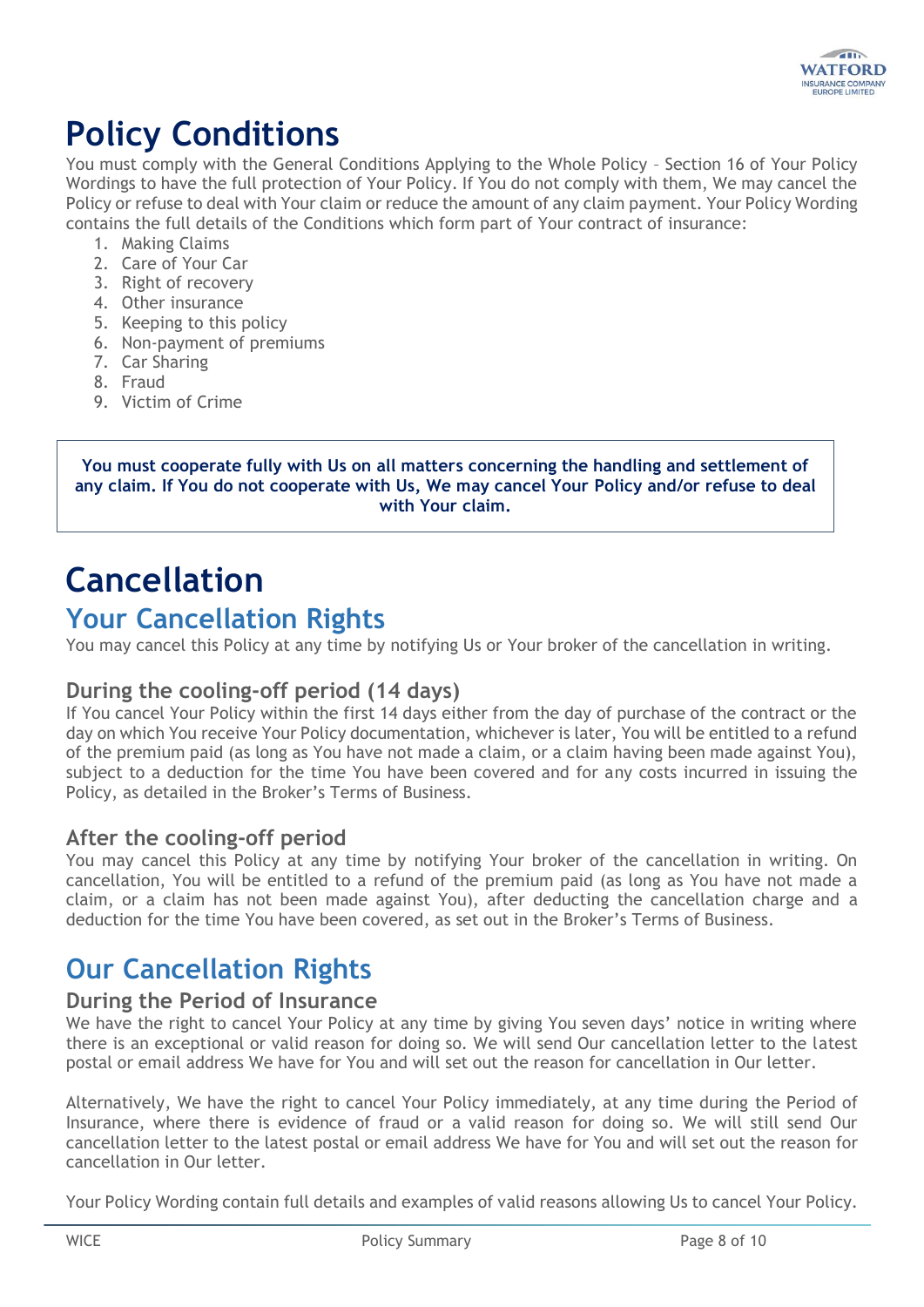# Policy Conditions

You must comply with the General Conditions Applying to the Whole Policy – Section 16 of Your Policy Wordings to have the full protection of Your Policy. If You do not comply with them, We may cancel the Policy or refuse to deal with Your claim or reduce the amount of any claim payment. Your Policy Wording contains the full details of the Conditions which form part of Your contract of insurance:

1. Making Claims
2. Care of Your Car
3. Right of recovery
4. Other insurance
5. Keeping to this policy
6. Non-payment of premiums
7. Car Sharing
8. Fraud
9. Victim of Crime

**You must cooperate fully with Us on all matters concerning the handling and settlement of any claim. If You do not cooperate with Us, We may cancel Your Policy and/or refuse to deal with Your claim.**

# Cancellation

## Your Cancellation Rights

You may cancel this Policy at any time by notifying Us or Your broker of the cancellation in writing.

### During the cooling-off period (14 days)

If You cancel Your Policy within the first 14 days either from the day of purchase of the contract or the day on which You receive Your Policy documentation, whichever is later, You will be entitled to a refund of the premium paid (as long as You have not made a claim, or a claim having been made against You), subject to a deduction for the time You have been covered and for any costs incurred in issuing the Policy, as detailed in the Broker's Terms of Business.

### After the cooling-off period

You may cancel this Policy at any time by notifying Your broker of the cancellation in writing. On cancellation, You will be entitled to a refund of the premium paid (as long as You have not made a claim, or a claim has not been made against You), after deducting the cancellation charge and a deduction for the time You have been covered, as set out in the Broker's Terms of Business.

## Our Cancellation Rights

### During the Period of Insurance

We have the right to cancel Your Policy at any time by giving You seven days' notice in writing where there is an exceptional or valid reason for doing so. We will send Our cancellation letter to the latest postal or email address We have for You and will set out the reason for cancellation in Our letter.

Alternatively, We have the right to cancel Your Policy immediately, at any time during the Period of Insurance, where there is evidence of fraud or a valid reason for doing so. We will still send Our cancellation letter to the latest postal or email address We have for You and will set out the reason for cancellation in Our letter.

Your Policy Wording contain full details and examples of valid reasons allowing Us to cancel Your Policy.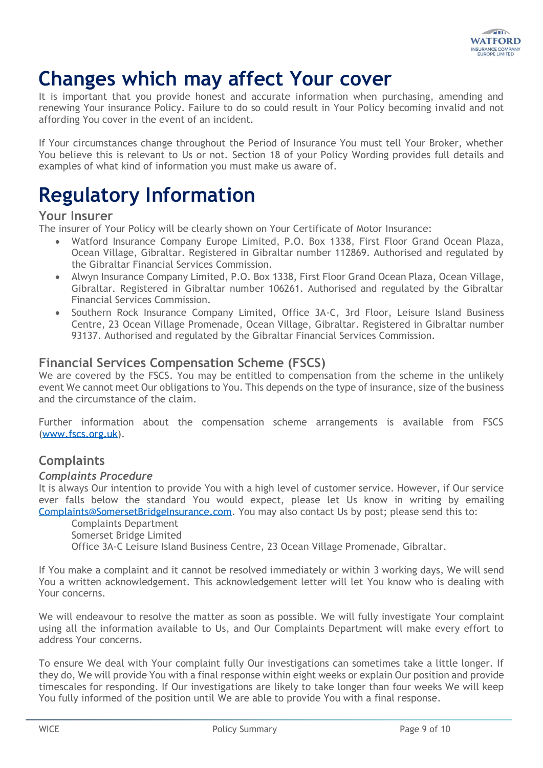# Changes which may affect Your cover

It is important that you provide honest and accurate information when purchasing, amending and renewing Your insurance Policy. Failure to do so could result in Your Policy becoming invalid and not affording You cover in the event of an incident.

If Your circumstances change throughout the Period of Insurance You must tell Your Broker, whether You believe this is relevant to Us or not. Section 18 of your Policy Wording provides full details and examples of what kind of information you must make us aware of.

# Regulatory Information

## Your Insurer

The insurer of Your Policy will be clearly shown on Your Certificate of Motor Insurance:

- Watford Insurance Company Europe Limited, P.O. Box 1338, First Floor Grand Ocean Plaza, Ocean Village, Gibraltar. Registered in Gibraltar number 112869. Authorised and regulated by the Gibraltar Financial Services Commission.
- Alwyn Insurance Company Limited, P.O. Box 1338, First Floor Grand Ocean Plaza, Ocean Village, Gibraltar. Registered in Gibraltar number 106261. Authorised and regulated by the Gibraltar Financial Services Commission.
- Southern Rock Insurance Company Limited, Office 3A-C, 3rd Floor, Leisure Island Business Centre, 23 Ocean Village Promenade, Ocean Village, Gibraltar. Registered in Gibraltar number 93137. Authorised and regulated by the Gibraltar Financial Services Commission.

## Financial Services Compensation Scheme (FSCS)

We are covered by the FSCS. You may be entitled to compensation from the scheme in the unlikely event We cannot meet Our obligations to You. This depends on the type of insurance, size of the business and the circumstance of the claim.

Further information about the compensation scheme arrangements is available from FSCS (www.fscs.org.uk).

## Complaints

### *Complaints Procedure*

It is always Our intention to provide You with a high level of customer service. However, if Our service ever falls below the standard You would expect, please let Us know in writing by emailing Complaints@SomersetBridgeInsurance.com. You may also contact Us by post; please send this to:

Complaints Department
Somerset Bridge Limited
Office 3A-C Leisure Island Business Centre, 23 Ocean Village Promenade, Gibraltar.

If You make a complaint and it cannot be resolved immediately or within 3 working days, We will send You a written acknowledgement. This acknowledgement letter will let You know who is dealing with Your concerns.

We will endeavour to resolve the matter as soon as possible. We will fully investigate Your complaint using all the information available to Us, and Our Complaints Department will make every effort to address Your concerns.

To ensure We deal with Your complaint fully Our investigations can sometimes take a little longer. If they do, We will provide You with a final response within eight weeks or explain Our position and provide timescales for responding. If Our investigations are likely to take longer than four weeks We will keep You fully informed of the position until We are able to provide You with a final response.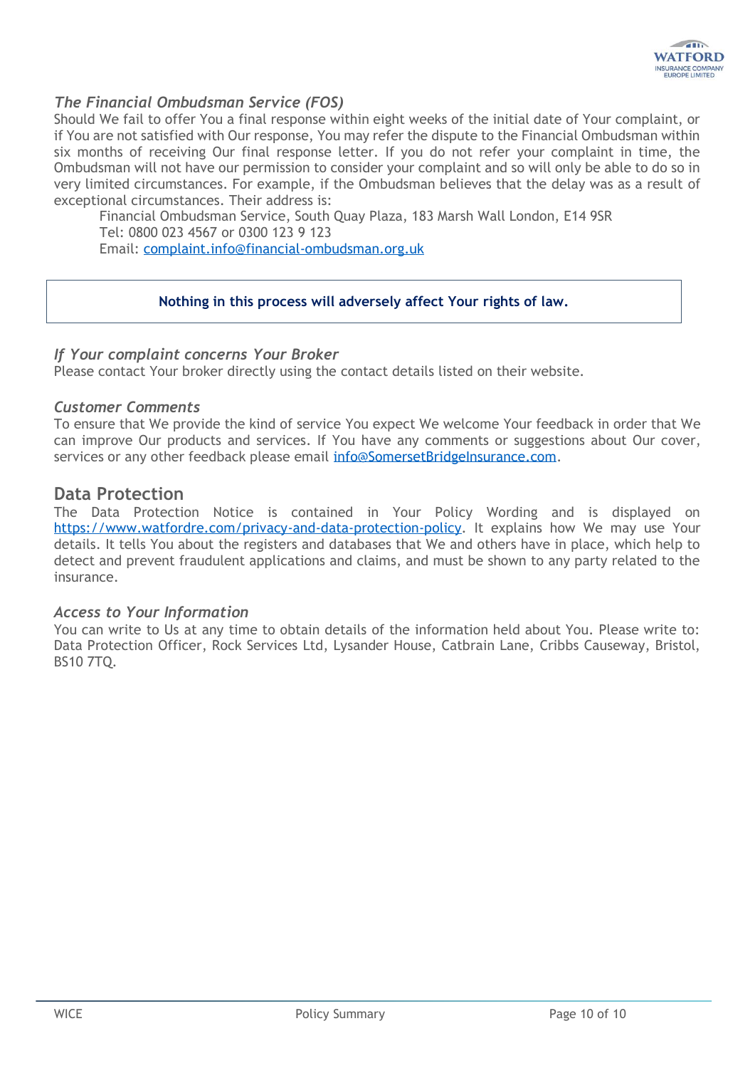### *The Financial Ombudsman Service (FOS)*

Should We fail to offer You a final response within eight weeks of the initial date of Your complaint, or if You are not satisfied with Our response, You may refer the dispute to the Financial Ombudsman within six months of receiving Our final response letter. If you do not refer your complaint in time, the Ombudsman will not have our permission to consider your complaint and so will only be able to do so in very limited circumstances. For example, if the Ombudsman believes that the delay was as a result of exceptional circumstances. Their address is:

Financial Ombudsman Service, South Quay Plaza, 183 Marsh Wall London, E14 9SR
Tel: 0800 023 4567 or 0300 123 9 123
Email: complaint.info@financial-ombudsman.org.uk

**Nothing in this process will adversely affect Your rights of law.**

### *If Your complaint concerns Your Broker*

Please contact Your broker directly using the contact details listed on their website.

### *Customer Comments*

To ensure that We provide the kind of service You expect We welcome Your feedback in order that We can improve Our products and services. If You have any comments or suggestions about Our cover, services or any other feedback please email info@SomersetBridgeInsurance.com.

## Data Protection

The Data Protection Notice is contained in Your Policy Wording and is displayed on https://www.watfordre.com/privacy-and-data-protection-policy. It explains how We may use Your details. It tells You about the registers and databases that We and others have in place, which help to detect and prevent fraudulent applications and claims, and must be shown to any party related to the insurance.

### *Access to Your Information*

You can write to Us at any time to obtain details of the information held about You. Please write to: Data Protection Officer, Rock Services Ltd, Lysander House, Catbrain Lane, Cribbs Causeway, Bristol, BS10 7TQ.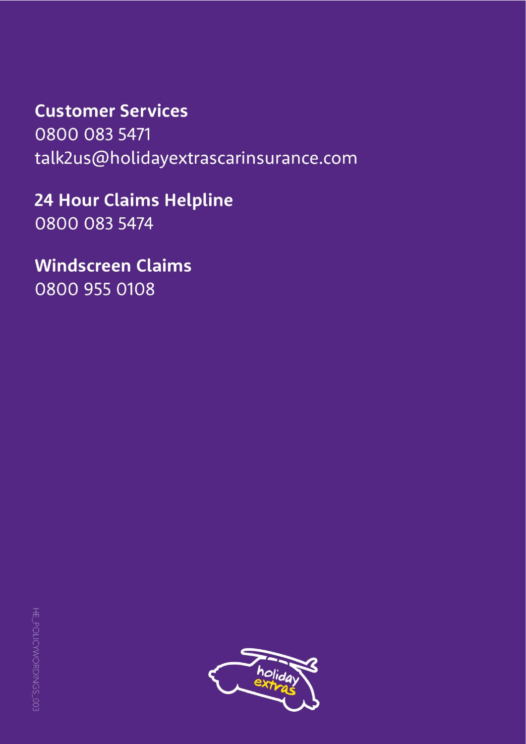**Customer Services**
0800 083 5471
talk2us@holidayextrascarinsurance.com

**24 Hour Claims Helpline**
0800 083 5474

**Windscreen Claims**
0800 955 0108

HE_POLICYWORDINGS_003